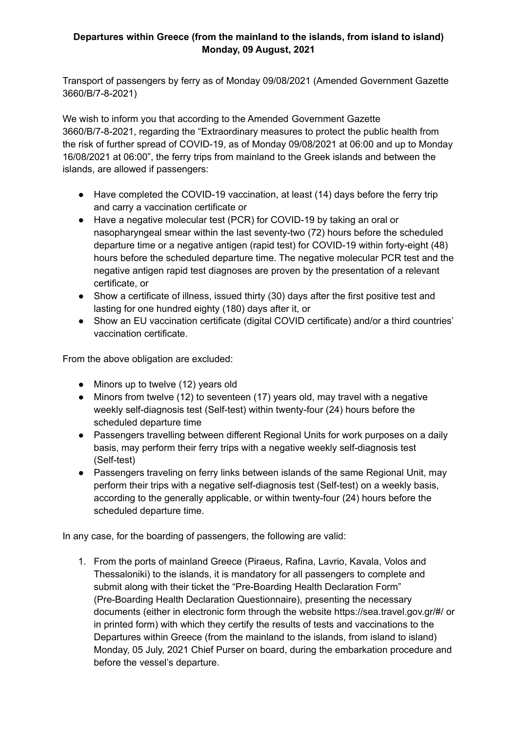**Departures within Greece (from the mainland to the islands, from island to island)**
**Monday, 09 August, 2021**

Transport of passengers by ferry as of Monday 09/08/2021 (Amended Government Gazette 3660/B/7-8-2021)

We wish to inform you that according to the Amended Government Gazette 3660/B/7-8-2021, regarding the "Extraordinary measures to protect the public health from the risk of further spread of COVID-19, as of Monday 09/08/2021 at 06:00 and up to Monday 16/08/2021 at 06:00", the ferry trips from mainland to the Greek islands and between the islands, are allowed if passengers:

- Have completed the COVID-19 vaccination, at least (14) days before the ferry trip and carry a vaccination certificate or
- Have a negative molecular test (PCR) for COVID-19 by taking an oral or nasopharyngeal smear within the last seventy-two (72) hours before the scheduled departure time or a negative antigen (rapid test) for COVID-19 within forty-eight (48) hours before the scheduled departure time. The negative molecular PCR test and the negative antigen rapid test diagnoses are proven by the presentation of a relevant certificate, or
- Show a certificate of illness, issued thirty (30) days after the first positive test and lasting for one hundred eighty (180) days after it, or
- Show an EU vaccination certificate (digital COVID certificate) and/or a third countries' vaccination certificate.

From the above obligation are excluded:

- Minors up to twelve (12) years old
- Minors from twelve (12) to seventeen (17) years old, may travel with a negative weekly self-diagnosis test (Self-test) within twenty-four (24) hours before the scheduled departure time
- Passengers travelling between different Regional Units for work purposes on a daily basis, may perform their ferry trips with a negative weekly self-diagnosis test (Self-test)
- Passengers traveling on ferry links between islands of the same Regional Unit, may perform their trips with a negative self-diagnosis test (Self-test) on a weekly basis, according to the generally applicable, or within twenty-four (24) hours before the scheduled departure time.

In any case, for the boarding of passengers, the following are valid:

1. From the ports of mainland Greece (Piraeus, Rafina, Lavrio, Kavala, Volos and Thessaloniki) to the islands, it is mandatory for all passengers to complete and submit along with their ticket the "Pre-Boarding Health Declaration Form" (Pre-Boarding Health Declaration Questionnaire), presenting the necessary documents (either in electronic form through the website https://sea.travel.gov.gr/#/ or in printed form) with which they certify the results of tests and vaccinations to the Departures within Greece (from the mainland to the islands, from island to island) Monday, 05 July, 2021 Chief Purser on board, during the embarkation procedure and before the vessel's departure.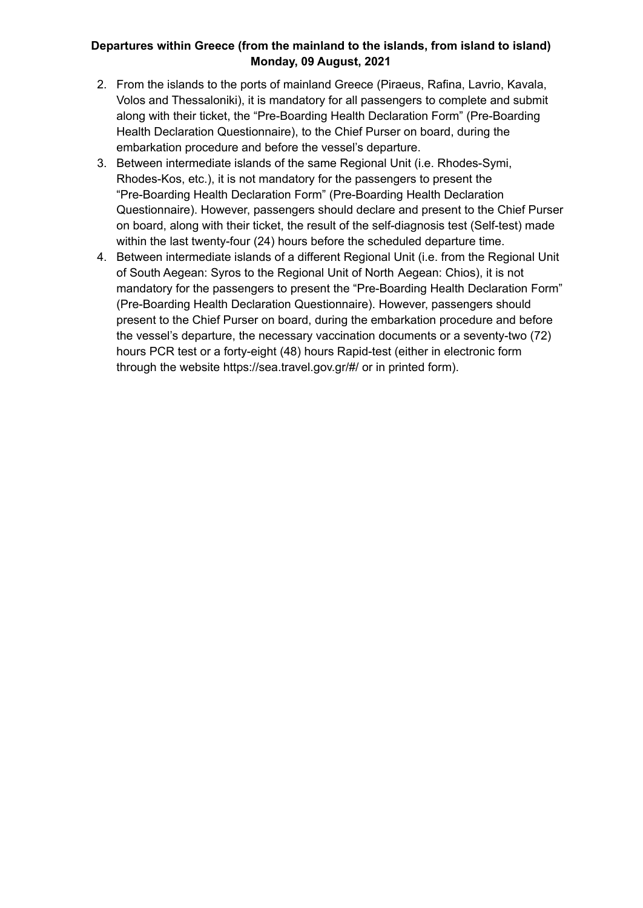**Departures within Greece (from the mainland to the islands, from island to island)**
**Monday, 09 August, 2021**

2. From the islands to the ports of mainland Greece (Piraeus, Rafina, Lavrio, Kavala, Volos and Thessaloniki), it is mandatory for all passengers to complete and submit along with their ticket, the “Pre-Boarding Health Declaration Form” (Pre-Boarding Health Declaration Questionnaire), to the Chief Purser on board, during the embarkation procedure and before the vessel’s departure.
3. Between intermediate islands of the same Regional Unit (i.e. Rhodes-Symi, Rhodes-Kos, etc.), it is not mandatory for the passengers to present the “Pre-Boarding Health Declaration Form” (Pre-Boarding Health Declaration Questionnaire). However, passengers should declare and present to the Chief Purser on board, along with their ticket, the result of the self-diagnosis test (Self-test) made within the last twenty-four (24) hours before the scheduled departure time.
4. Between intermediate islands of a different Regional Unit (i.e. from the Regional Unit of South Aegean: Syros to the Regional Unit of North Aegean: Chios), it is not mandatory for the passengers to present the “Pre-Boarding Health Declaration Form” (Pre-Boarding Health Declaration Questionnaire). However, passengers should present to the Chief Purser on board, during the embarkation procedure and before the vessel’s departure, the necessary vaccination documents or a seventy-two (72) hours PCR test or a forty-eight (48) hours Rapid-test (either in electronic form through the website https://sea.travel.gov.gr/#/ or in printed form).